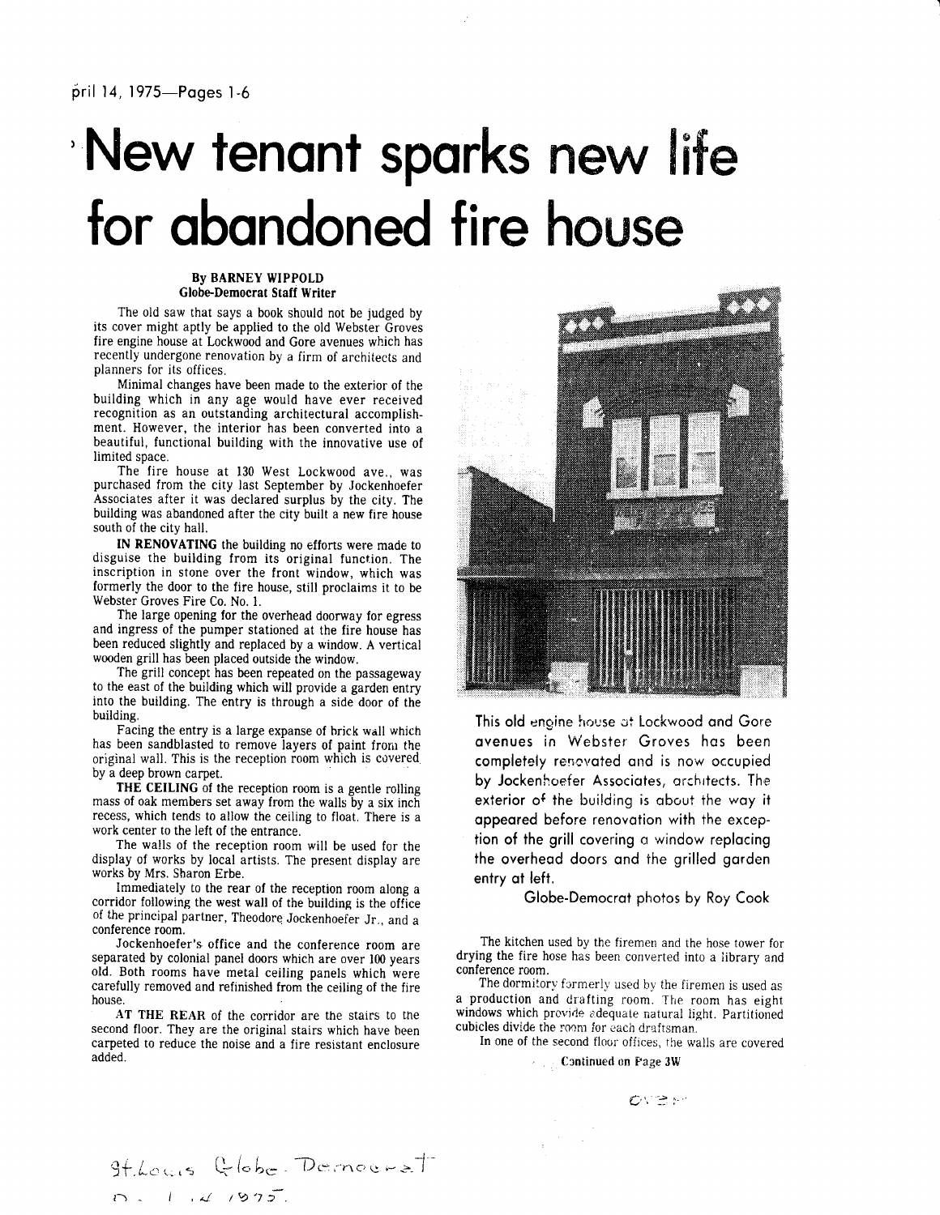pril 14, 1975—Pages 1-6

# New tenant sparks new life for abandoned fire house

**By BARNEY WIPPOLD**
**Globe-Democrat Staff Writer**

The old saw that says a book should not be judged by its cover might aptly be applied to the old Webster Groves fire engine house at Lockwood and Gore avenues which has recently undergone renovation by a firm of architects and planners for its offices.

Minimal changes have been made to the exterior of the building which in any age would have ever received recognition as an outstanding architectural accomplishment. However, the interior has been converted into a beautiful, functional building with the innovative use of limited space.

The fire house at 130 West Lockwood ave., was purchased from the city last September by Jockenhoefer Associates after it was declared surplus by the city. The building was abandoned after the city built a new fire house south of the city hall.

**IN RENOVATING** the building no efforts were made to disguise the building from its original function. The inscription in stone over the front window, which was formerly the door to the fire house, still proclaims it to be Webster Groves Fire Co. No. 1.

The large opening for the overhead doorway for egress and ingress of the pumper stationed at the fire house has been reduced slightly and replaced by a window. A vertical wooden grill has been placed outside the window.

The grill concept has been repeated on the passageway to the east of the building which will provide a garden entry into the building. The entry is through a side door of the building.

Facing the entry is a large expanse of brick wall which has been sandblasted to remove layers of paint from the original wall. This is the reception room which is covered by a deep brown carpet.

**THE CEILING** of the reception room is a gentle rolling mass of oak members set away from the walls by a six inch recess, which tends to allow the ceiling to float. There is a work center to the left of the entrance.

The walls of the reception room will be used for the display of works by local artists. The present display are works by Mrs. Sharon Erbe.

Immediately to the rear of the reception room along a corridor following the west wall of the building is the office of the principal partner, Theodore Jockenhoefer Jr., and a conference room.

Jockenhoefer's office and the conference room are separated by colonial panel doors which are over 100 years old. Both rooms have metal ceiling panels which were carefully removed and refinished from the ceiling of the fire house.

**AT THE REAR** of the corridor are the stairs to the second floor. They are the original stairs which have been carpeted to reduce the noise and a fire resistant enclosure added.

This old engine house at Lockwood and Gore avenues in Webster Groves has been completely renovated and is now occupied by Jockenhoefer Associates, architects. The exterior of the building is about the way it appeared before renovation with the exception of the grill covering a window replacing the overhead doors and the grilled garden entry at left.

Globe-Democrat photos by Roy Cook

The kitchen used by the firemen and the hose tower for drying the fire hose has been converted into a library and conference room.

The dormitory formerly used by the firemen is used as a production and drafting room. The room has eight windows which provide adequate natural light. Partitioned cubicles divide the room for each draftsman.

In one of the second floor offices, the walls are covered

Continued on Page 3W

over

St. Louis Globe-Democrat
D. 1 . 4 1975.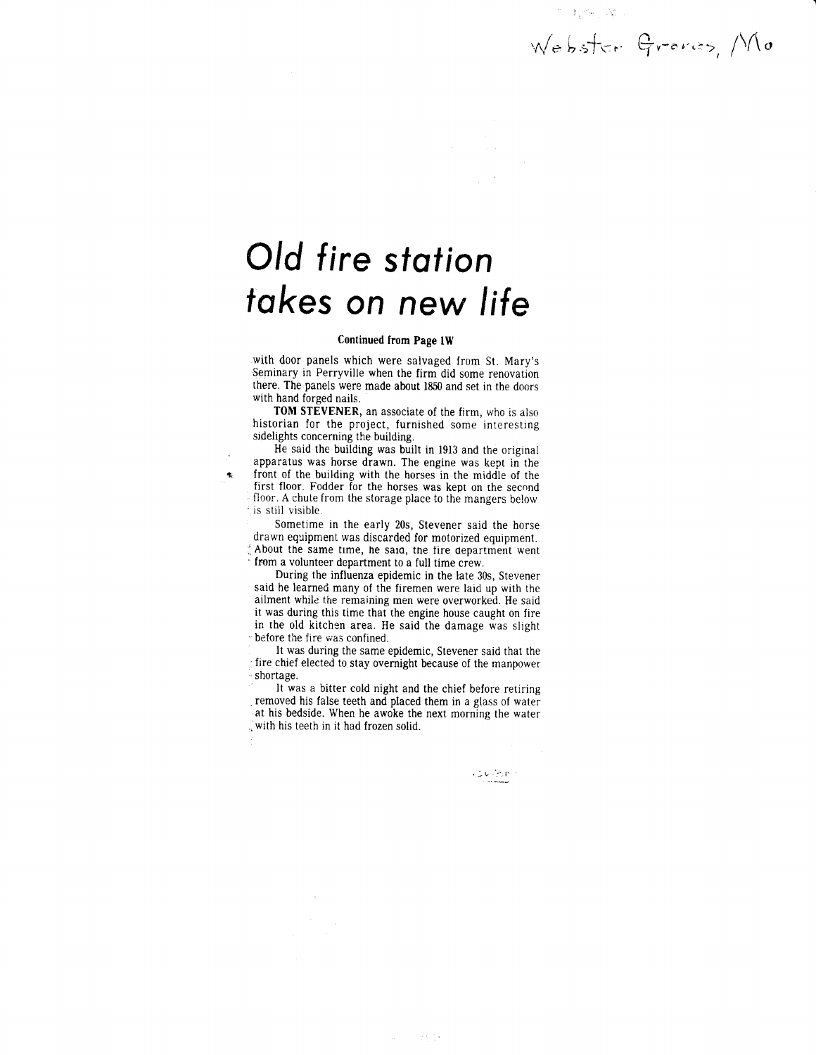Webster Groves, Mo

# Old fire station takes on new life

**Continued from Page 1W**

with door panels which were salvaged from St. Mary's Seminary in Perryville when the firm did some renovation there. The panels were made about 1850 and set in the doors with hand forged nails.

**TOM STEVENER**, an associate of the firm, who is also historian for the project, furnished some interesting sidelights concerning the building.

He said the building was built in 1913 and the original apparatus was horse drawn. The engine was kept in the front of the building with the horses in the middle of the first floor. Fodder for the horses was kept on the second floor. A chute from the storage place to the mangers below is still visible.

Sometime in the early 20s, Stevener said the horse drawn equipment was discarded for motorized equipment. About the same time, he said, the fire department went from a volunteer department to a full time crew.

During the influenza epidemic in the late 30s, Stevener said he learned many of the firemen were laid up with the ailment while the remaining men were overworked. He said it was during this time that the engine house caught on fire in the old kitchen area. He said the damage was slight before the fire was confined.

It was during the same epidemic, Stevener said that the fire chief elected to stay overnight because of the manpower shortage.

It was a bitter cold night and the chief before retiring removed his false teeth and placed them in a glass of water at his bedside. When he awoke the next morning the water with his teeth in it had frozen solid.